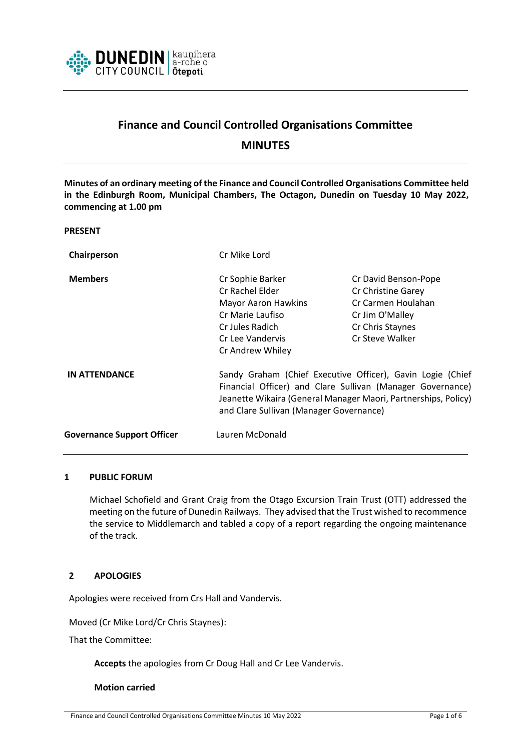# Finance and Council Controlled Organisations Committee

## MINUTES

**Minutes of an ordinary meeting of the Finance and Council Controlled Organisations Committee held in the Edinburgh Room, Municipal Chambers, The Octagon, Dunedin on Tuesday 10 May 2022, commencing at 1.00 pm**

**PRESENT**

| | | |
|---|---|---|
| **Chairperson** | Cr Mike Lord | |
| **Members** | Cr Sophie Barker | Cr David Benson-Pope |
| | Cr Rachel Elder | Cr Christine Garey |
| | Mayor Aaron Hawkins | Cr Carmen Houlahan |
| | Cr Marie Laufiso | Cr Jim O'Malley |
| | Cr Jules Radich | Cr Chris Staynes |
| | Cr Lee Vandervis | Cr Steve Walker |
| | Cr Andrew Whiley | |

**IN ATTENDANCE** Sandy Graham (Chief Executive Officer), Gavin Logie (Chief Financial Officer) and Clare Sullivan (Manager Governance) Jeanette Wikaira (General Manager Maori, Partnerships, Policy) and Clare Sullivan (Manager Governance)

**Governance Support Officer** Lauren McDonald

## 1 PUBLIC FORUM

Michael Schofield and Grant Craig from the Otago Excursion Train Trust (OTT) addressed the meeting on the future of Dunedin Railways. They advised that the Trust wished to recommence the service to Middlemarch and tabled a copy of a report regarding the ongoing maintenance of the track.

## 2 APOLOGIES

Apologies were received from Crs Hall and Vandervis.

Moved (Cr Mike Lord/Cr Chris Staynes):

That the Committee:

**Accepts** the apologies from Cr Doug Hall and Cr Lee Vandervis.

**Motion carried**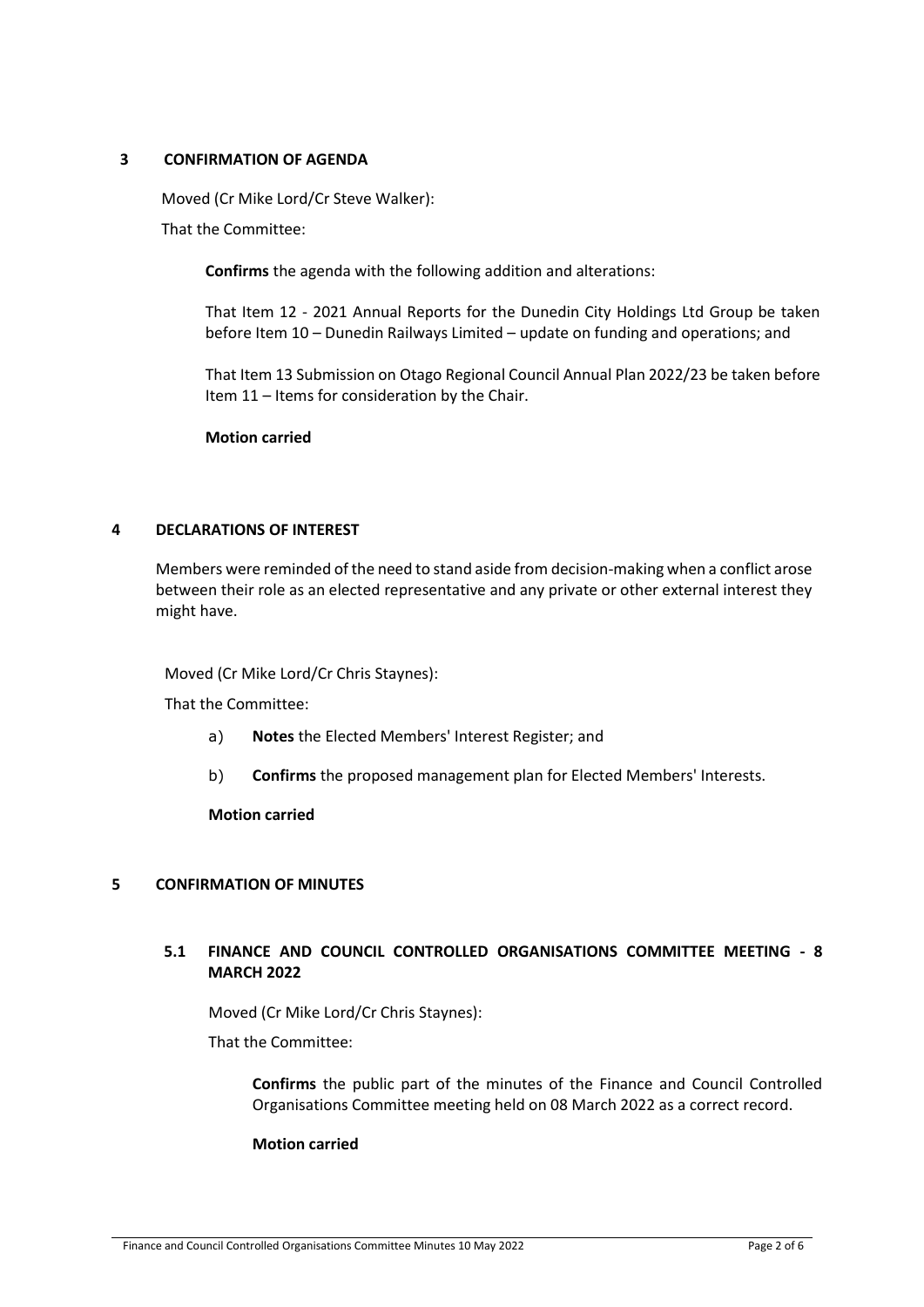## 3 CONFIRMATION OF AGENDA

Moved (Cr Mike Lord/Cr Steve Walker):

That the Committee:

> **Confirms** the agenda with the following addition and alterations:
>
> That Item 12 - 2021 Annual Reports for the Dunedin City Holdings Ltd Group be taken before Item 10 – Dunedin Railways Limited – update on funding and operations; and
>
> That Item 13 Submission on Otago Regional Council Annual Plan 2022/23 be taken before Item 11 – Items for consideration by the Chair.
>
> **Motion carried**

## 4 DECLARATIONS OF INTEREST

Members were reminded of the need to stand aside from decision-making when a conflict arose between their role as an elected representative and any private or other external interest they might have.

Moved (Cr Mike Lord/Cr Chris Staynes):

That the Committee:

a) **Notes** the Elected Members' Interest Register; and

b) **Confirms** the proposed management plan for Elected Members' Interests.

**Motion carried**

## 5 CONFIRMATION OF MINUTES

### 5.1 FINANCE AND COUNCIL CONTROLLED ORGANISATIONS COMMITTEE MEETING - 8 MARCH 2022

Moved (Cr Mike Lord/Cr Chris Staynes):

That the Committee:

> **Confirms** the public part of the minutes of the Finance and Council Controlled Organisations Committee meeting held on 08 March 2022 as a correct record.
>
> **Motion carried**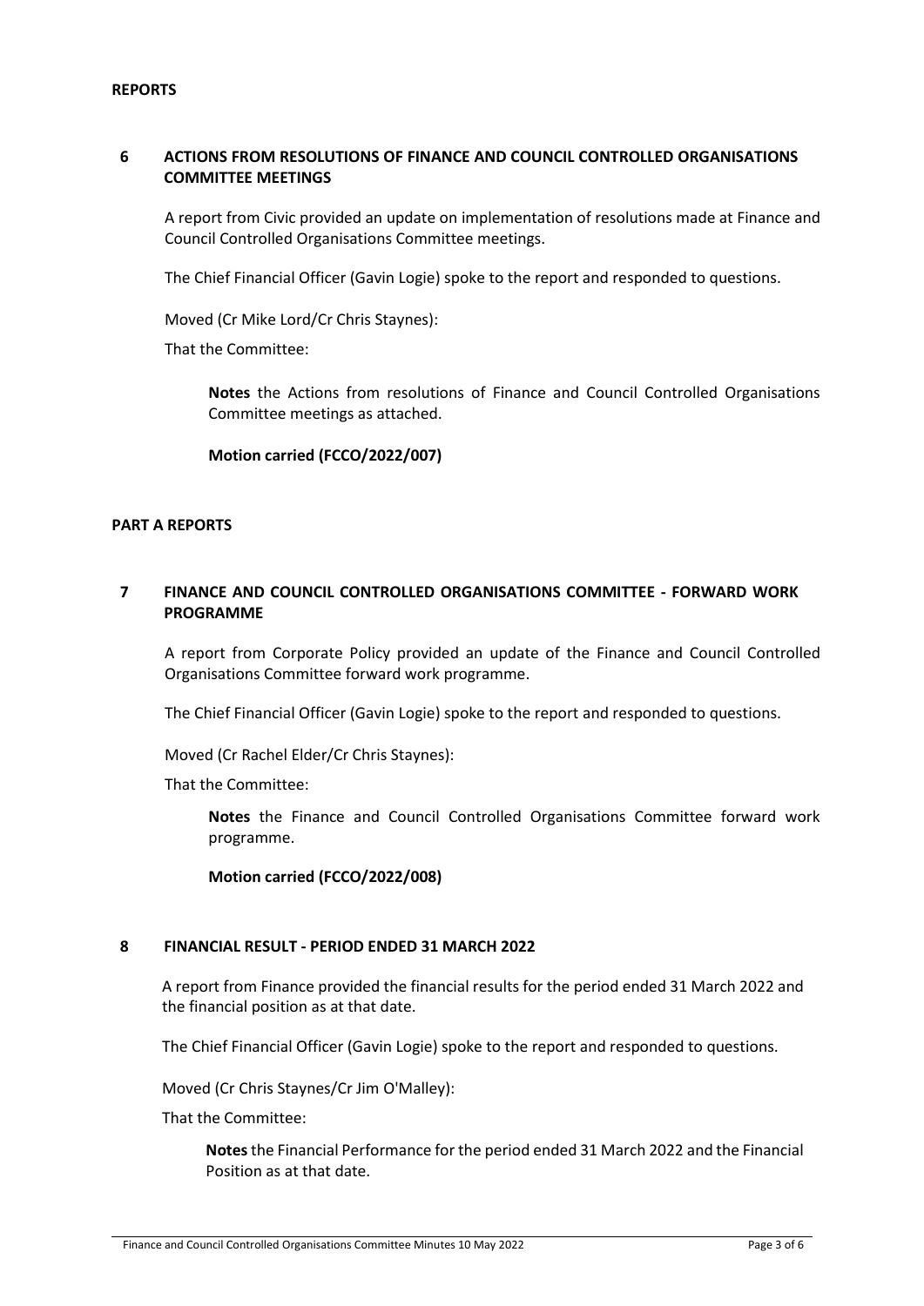**REPORTS**

## 6 ACTIONS FROM RESOLUTIONS OF FINANCE AND COUNCIL CONTROLLED ORGANISATIONS COMMITTEE MEETINGS

A report from Civic provided an update on implementation of resolutions made at Finance and Council Controlled Organisations Committee meetings.

The Chief Financial Officer (Gavin Logie) spoke to the report and responded to questions.

Moved (Cr Mike Lord/Cr Chris Staynes):

That the Committee:

> **Notes** the Actions from resolutions of Finance and Council Controlled Organisations Committee meetings as attached.
>
> **Motion carried (FCCO/2022/007)**

**PART A REPORTS**

## 7 FINANCE AND COUNCIL CONTROLLED ORGANISATIONS COMMITTEE - FORWARD WORK PROGRAMME

A report from Corporate Policy provided an update of the Finance and Council Controlled Organisations Committee forward work programme.

The Chief Financial Officer (Gavin Logie) spoke to the report and responded to questions.

Moved (Cr Rachel Elder/Cr Chris Staynes):

That the Committee:

> **Notes** the Finance and Council Controlled Organisations Committee forward work programme.
>
> **Motion carried (FCCO/2022/008)**

## 8 FINANCIAL RESULT - PERIOD ENDED 31 MARCH 2022

A report from Finance provided the financial results for the period ended 31 March 2022 and the financial position as at that date.

The Chief Financial Officer (Gavin Logie) spoke to the report and responded to questions.

Moved (Cr Chris Staynes/Cr Jim O'Malley):

That the Committee:

> **Notes** the Financial Performance for the period ended 31 March 2022 and the Financial Position as at that date.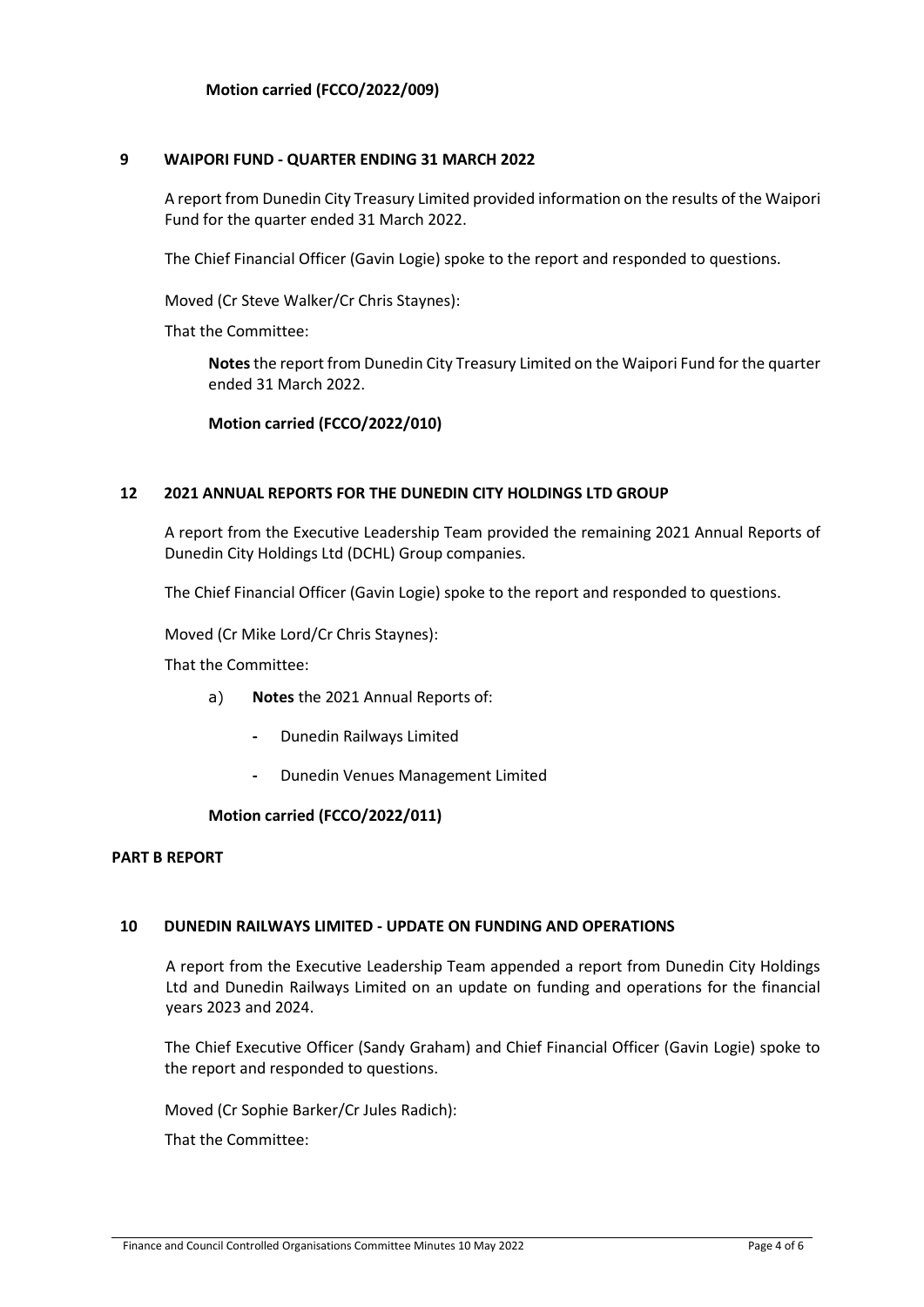**Motion carried (FCCO/2022/009)**

## 9 WAIPORI FUND - QUARTER ENDING 31 MARCH 2022

A report from Dunedin City Treasury Limited provided information on the results of the Waipori Fund for the quarter ended 31 March 2022.

The Chief Financial Officer (Gavin Logie) spoke to the report and responded to questions.

Moved (Cr Steve Walker/Cr Chris Staynes):

That the Committee:

> **Notes** the report from Dunedin City Treasury Limited on the Waipori Fund for the quarter ended 31 March 2022.
>
> **Motion carried (FCCO/2022/010)**

## 12 2021 ANNUAL REPORTS FOR THE DUNEDIN CITY HOLDINGS LTD GROUP

A report from the Executive Leadership Team provided the remaining 2021 Annual Reports of Dunedin City Holdings Ltd (DCHL) Group companies.

The Chief Financial Officer (Gavin Logie) spoke to the report and responded to questions.

Moved (Cr Mike Lord/Cr Chris Staynes):

That the Committee:

a) **Notes** the 2021 Annual Reports of:

- Dunedin Railways Limited
- Dunedin Venues Management Limited

**Motion carried (FCCO/2022/011)**

## PART B REPORT

## 10 DUNEDIN RAILWAYS LIMITED - UPDATE ON FUNDING AND OPERATIONS

A report from the Executive Leadership Team appended a report from Dunedin City Holdings Ltd and Dunedin Railways Limited on an update on funding and operations for the financial years 2023 and 2024.

The Chief Executive Officer (Sandy Graham) and Chief Financial Officer (Gavin Logie) spoke to the report and responded to questions.

Moved (Cr Sophie Barker/Cr Jules Radich):

That the Committee: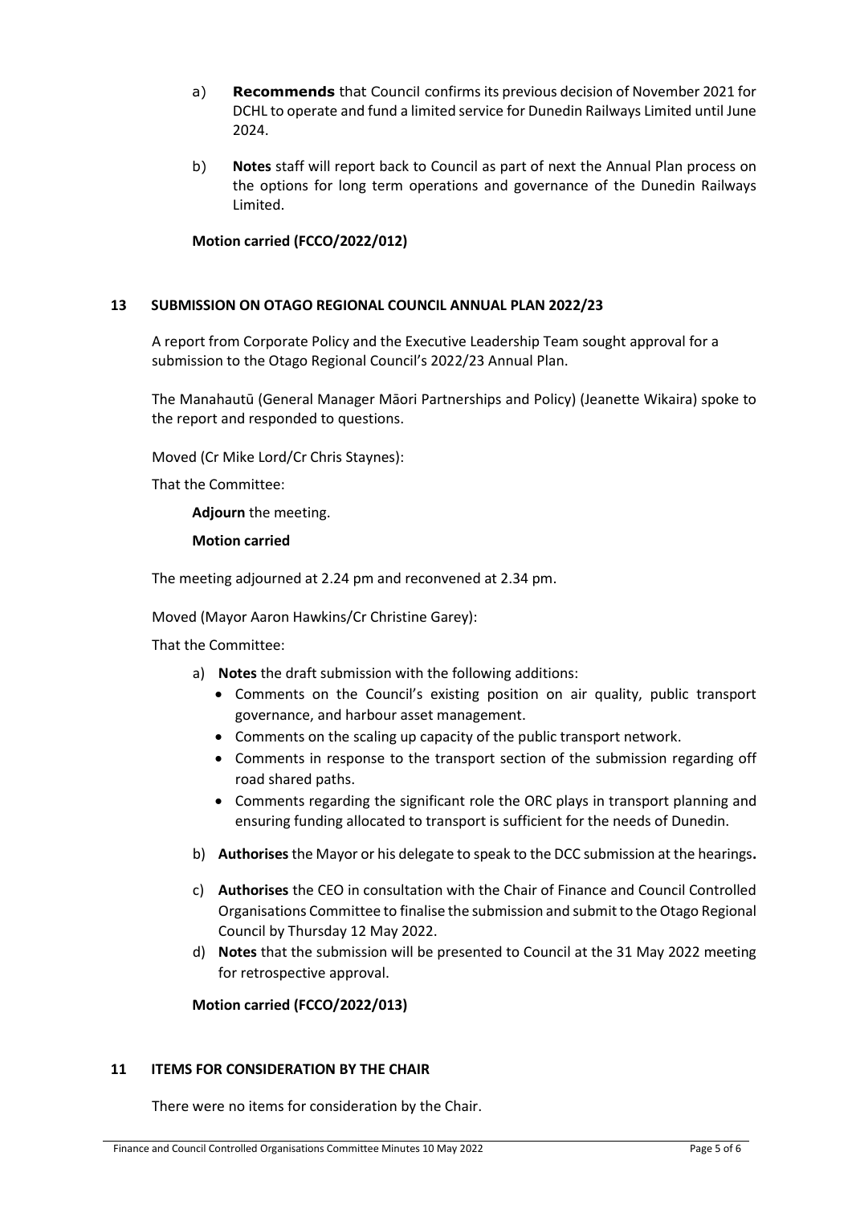a) **Recommends** that Council confirms its previous decision of November 2021 for DCHL to operate and fund a limited service for Dunedin Railways Limited until June 2024.

b) **Notes** staff will report back to Council as part of next the Annual Plan process on the options for long term operations and governance of the Dunedin Railways Limited.

**Motion carried (FCCO/2022/012)**

## 13 SUBMISSION ON OTAGO REGIONAL COUNCIL ANNUAL PLAN 2022/23

A report from Corporate Policy and the Executive Leadership Team sought approval for a submission to the Otago Regional Council's 2022/23 Annual Plan.

The Manahautū (General Manager Māori Partnerships and Policy) (Jeanette Wikaira) spoke to the report and responded to questions.

Moved (Cr Mike Lord/Cr Chris Staynes):

That the Committee:

**Adjourn** the meeting.

**Motion carried**

The meeting adjourned at 2.24 pm and reconvened at 2.34 pm.

Moved (Mayor Aaron Hawkins/Cr Christine Garey):

That the Committee:

a) **Notes** the draft submission with the following additions:
   - Comments on the Council's existing position on air quality, public transport governance, and harbour asset management.
   - Comments on the scaling up capacity of the public transport network.
   - Comments in response to the transport section of the submission regarding off road shared paths.
   - Comments regarding the significant role the ORC plays in transport planning and ensuring funding allocated to transport is sufficient for the needs of Dunedin.

b) **Authorises** the Mayor or his delegate to speak to the DCC submission at the hearings**.**

c) **Authorises** the CEO in consultation with the Chair of Finance and Council Controlled Organisations Committee to finalise the submission and submit to the Otago Regional Council by Thursday 12 May 2022.

d) **Notes** that the submission will be presented to Council at the 31 May 2022 meeting for retrospective approval.

**Motion carried (FCCO/2022/013)**

## 11 ITEMS FOR CONSIDERATION BY THE CHAIR

There were no items for consideration by the Chair.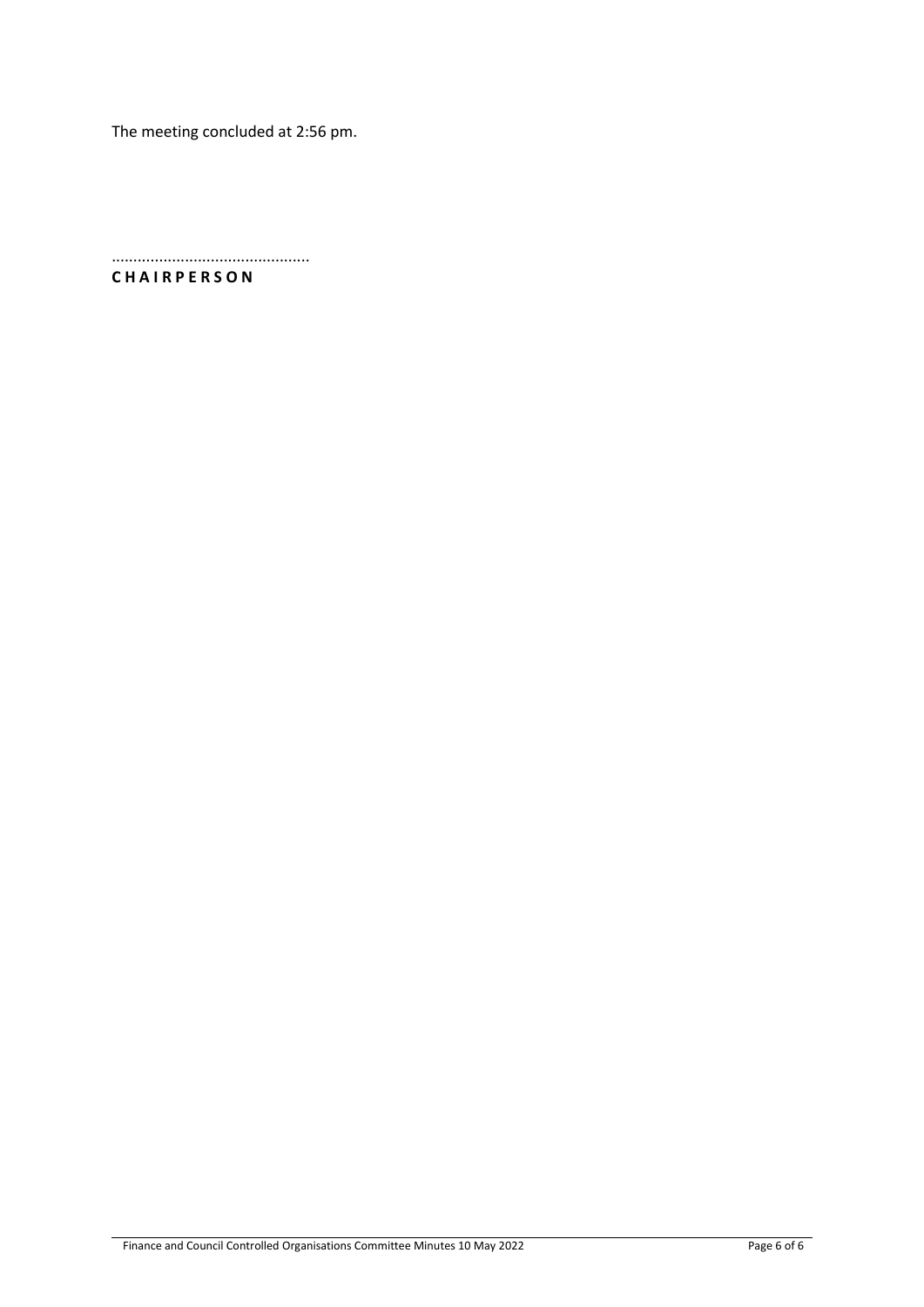The meeting concluded at 2:56 pm.

.............................................

**C H A I R P E R S O N**